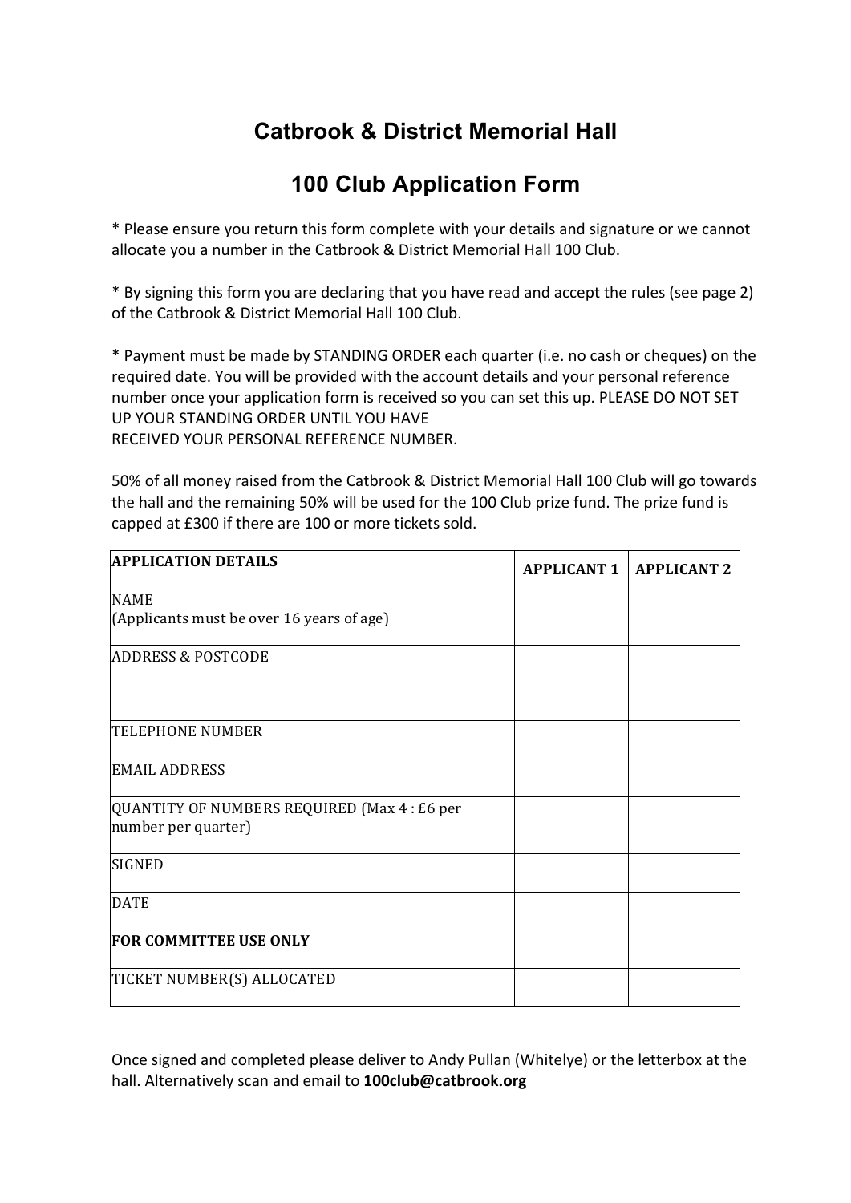# Catbrook & District Memorial Hall

## 100 Club Application Form

* Please ensure you return this form complete with your details and signature or we cannot allocate you a number in the Catbrook & District Memorial Hall 100 Club.

* By signing this form you are declaring that you have read and accept the rules (see page 2) of the Catbrook & District Memorial Hall 100 Club.

* Payment must be made by STANDING ORDER each quarter (i.e. no cash or cheques) on the required date. You will be provided with the account details and your personal reference number once your application form is received so you can set this up. PLEASE DO NOT SET UP YOUR STANDING ORDER UNTIL YOU HAVE RECEIVED YOUR PERSONAL REFERENCE NUMBER.

50% of all money raised from the Catbrook & District Memorial Hall 100 Club will go towards the hall and the remaining 50% will be used for the 100 Club prize fund. The prize fund is capped at £300 if there are 100 or more tickets sold.

| **APPLICATION DETAILS** | **APPLICANT 1** | **APPLICANT 2** |
|---|---|---|
| NAME (Applicants must be over 16 years of age) | | |
| ADDRESS & POSTCODE | | |
| TELEPHONE NUMBER | | |
| EMAIL ADDRESS | | |
| QUANTITY OF NUMBERS REQUIRED (Max 4 : £6 per number per quarter) | | |
| SIGNED | | |
| DATE | | |
| **FOR COMMITTEE USE ONLY** | | |
| TICKET NUMBER(S) ALLOCATED | | |

Once signed and completed please deliver to Andy Pullan (Whitelye) or the letterbox at the hall. Alternatively scan and email to **100club@catbrook.org**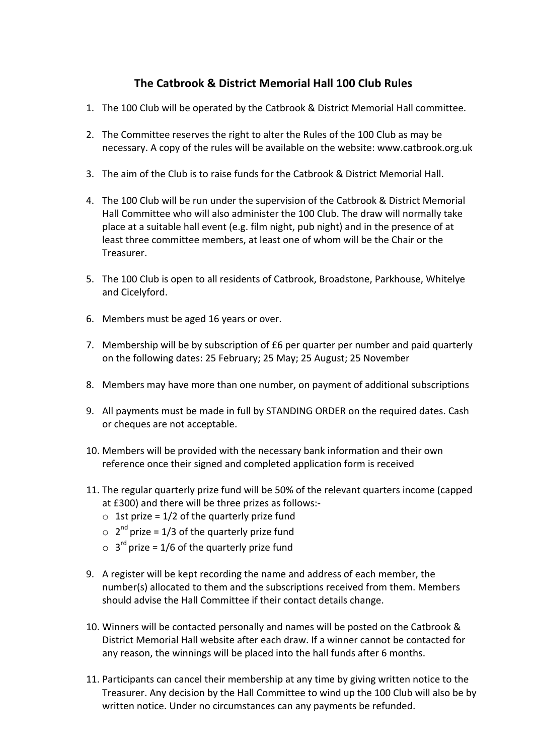## The Catbrook & District Memorial Hall 100 Club Rules

1. The 100 Club will be operated by the Catbrook & District Memorial Hall committee.

2. The Committee reserves the right to alter the Rules of the 100 Club as may be necessary. A copy of the rules will be available on the website: www.catbrook.org.uk

3. The aim of the Club is to raise funds for the Catbrook & District Memorial Hall.

4. The 100 Club will be run under the supervision of the Catbrook & District Memorial Hall Committee who will also administer the 100 Club. The draw will normally take place at a suitable hall event (e.g. film night, pub night) and in the presence of at least three committee members, at least one of whom will be the Chair or the Treasurer.

5. The 100 Club is open to all residents of Catbrook, Broadstone, Parkhouse, Whitelye and Cicelyford.

6. Members must be aged 16 years or over.

7. Membership will be by subscription of £6 per quarter per number and paid quarterly on the following dates: 25 February; 25 May; 25 August; 25 November

8. Members may have more than one number, on payment of additional subscriptions

9. All payments must be made in full by STANDING ORDER on the required dates. Cash or cheques are not acceptable.

10. Members will be provided with the necessary bank information and their own reference once their signed and completed application form is received

11. The regular quarterly prize fund will be 50% of the relevant quarters income (capped at £300) and there will be three prizes as follows:-
    - 1st prize = 1/2 of the quarterly prize fund
    - 2nd prize = 1/3 of the quarterly prize fund
    - 3rd prize = 1/6 of the quarterly prize fund

9. A register will be kept recording the name and address of each member, the number(s) allocated to them and the subscriptions received from them. Members should advise the Hall Committee if their contact details change.

10. Winners will be contacted personally and names will be posted on the Catbrook & District Memorial Hall website after each draw. If a winner cannot be contacted for any reason, the winnings will be placed into the hall funds after 6 months.

11. Participants can cancel their membership at any time by giving written notice to the Treasurer. Any decision by the Hall Committee to wind up the 100 Club will also be by written notice. Under no circumstances can any payments be refunded.